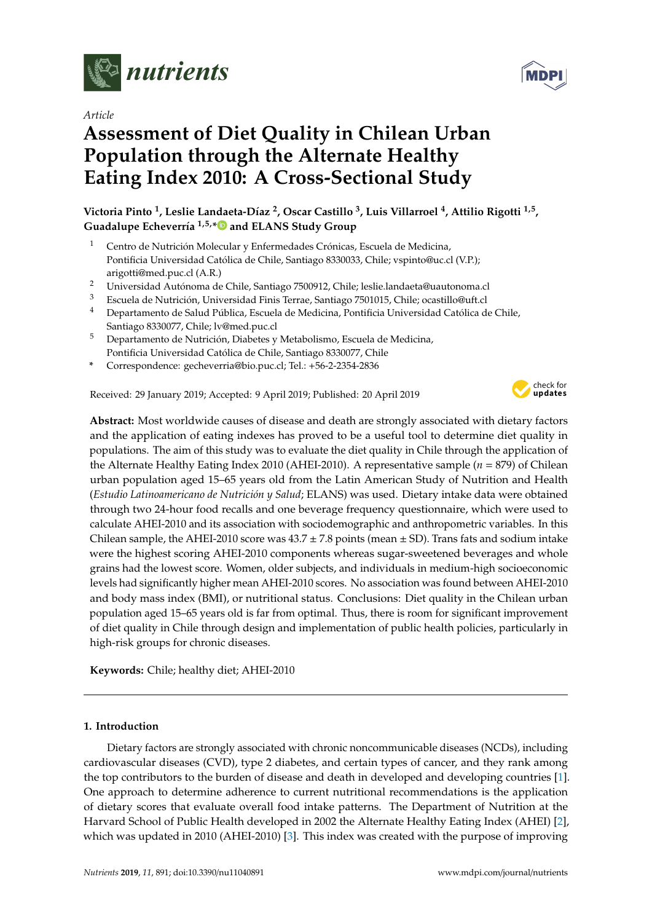*Article*

# Assessment of Diet Quality in Chilean Urban Population through the Alternate Healthy Eating Index 2010: A Cross-Sectional Study

**Victoria Pinto [1], Leslie Landaeta-Díaz [2], Oscar Castillo [3], Luis Villarroel [4], Attilio Rigotti [1,5], Guadalupe Echeverría [1,5,*] and ELANS Study Group**

1. Centro de Nutrición Molecular y Enfermedades Crónicas, Escuela de Medicina, Pontificia Universidad Católica de Chile, Santiago 8330033, Chile; vspinto@uc.cl (V.P.); arigotti@med.puc.cl (A.R.)
2. Universidad Autónoma de Chile, Santiago 7500912, Chile; leslie.landaeta@uautonoma.cl
3. Escuela de Nutrición, Universidad Finis Terrae, Santiago 7501015, Chile; ocastillo@uft.cl
4. Departamento de Salud Pública, Escuela de Medicina, Pontificia Universidad Católica de Chile, Santiago 8330077, Chile; lv@med.puc.cl
5. Departamento de Nutrición, Diabetes y Metabolismo, Escuela de Medicina, Pontificia Universidad Católica de Chile, Santiago 8330077, Chile

\* Correspondence: gecheverria@bio.puc.cl; Tel.: +56-2-2354-2836

Received: 29 January 2019; Accepted: 9 April 2019; Published: 20 April 2019

**Abstract:** Most worldwide causes of disease and death are strongly associated with dietary factors and the application of eating indexes has proved to be a useful tool to determine diet quality in populations. The aim of this study was to evaluate the diet quality in Chile through the application of the Alternate Healthy Eating Index 2010 (AHEI-2010). A representative sample ($n$ = 879) of Chilean urban population aged 15–65 years old from the Latin American Study of Nutrition and Health (*Estudio Latinoamericano de Nutrición y Salud*; ELANS) was used. Dietary intake data were obtained through two 24-hour food recalls and one beverage frequency questionnaire, which were used to calculate AHEI-2010 and its association with sociodemographic and anthropometric variables. In this Chilean sample, the AHEI-2010 score was 43.7 ± 7.8 points (mean ± SD). Trans fats and sodium intake were the highest scoring AHEI-2010 components whereas sugar-sweetened beverages and whole grains had the lowest score. Women, older subjects, and individuals in medium-high socioeconomic levels had significantly higher mean AHEI-2010 scores. No association was found between AHEI-2010 and body mass index (BMI), or nutritional status. Conclusions: Diet quality in the Chilean urban population aged 15–65 years old is far from optimal. Thus, there is room for significant improvement of diet quality in Chile through design and implementation of public health policies, particularly in high-risk groups for chronic diseases.

**Keywords:** Chile; healthy diet; AHEI-2010

## 1. Introduction

Dietary factors are strongly associated with chronic noncommunicable diseases (NCDs), including cardiovascular diseases (CVD), type 2 diabetes, and certain types of cancer, and they rank among the top contributors to the burden of disease and death in developed and developing countries [1]. One approach to determine adherence to current nutritional recommendations is the application of dietary scores that evaluate overall food intake patterns. The Department of Nutrition at the Harvard School of Public Health developed in 2002 the Alternate Healthy Eating Index (AHEI) [2], which was updated in 2010 (AHEI-2010) [3]. This index was created with the purpose of improving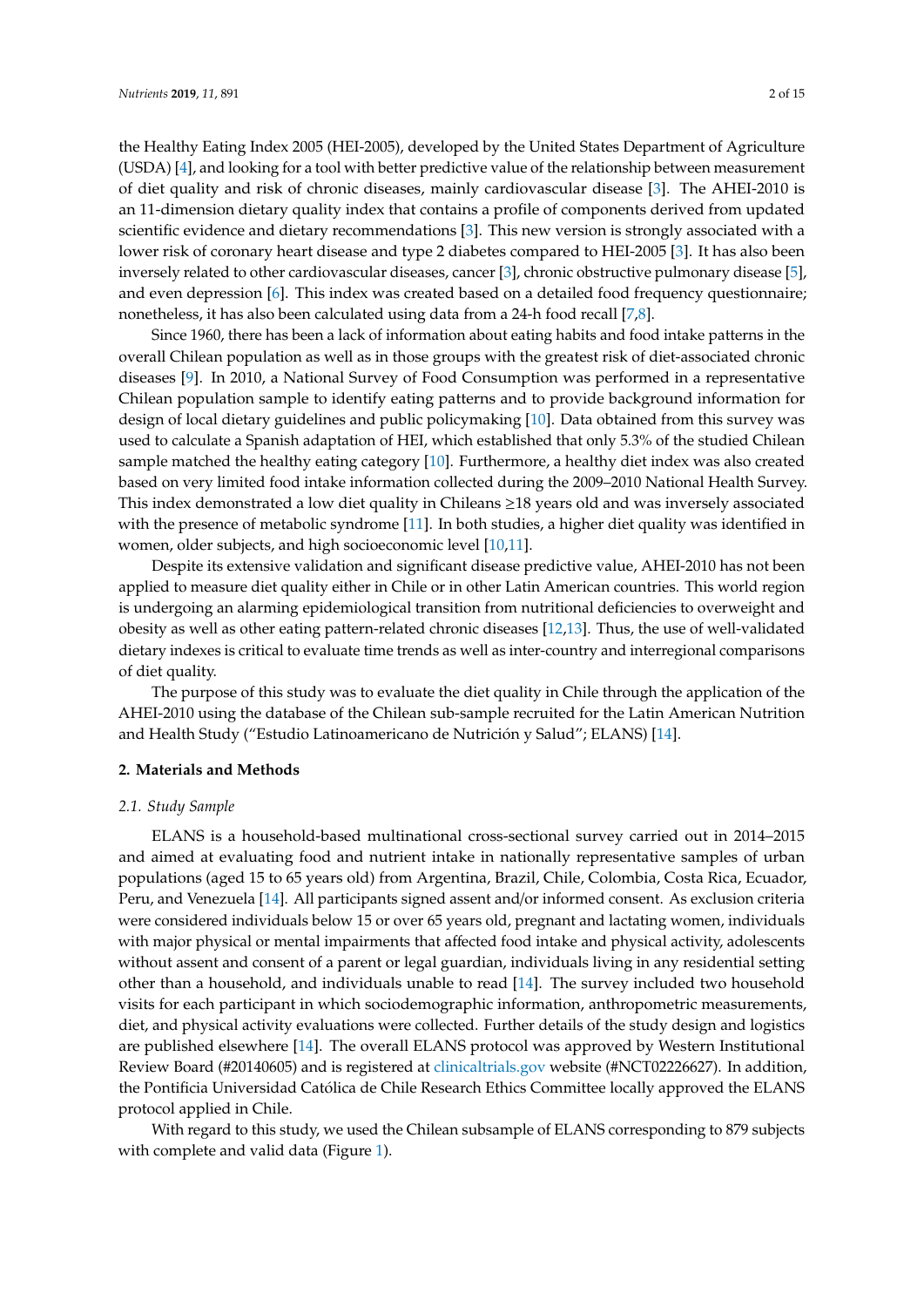the Healthy Eating Index 2005 (HEI-2005), developed by the United States Department of Agriculture (USDA) [4], and looking for a tool with better predictive value of the relationship between measurement of diet quality and risk of chronic diseases, mainly cardiovascular disease [3]. The AHEI-2010 is an 11-dimension dietary quality index that contains a profile of components derived from updated scientific evidence and dietary recommendations [3]. This new version is strongly associated with a lower risk of coronary heart disease and type 2 diabetes compared to HEI-2005 [3]. It has also been inversely related to other cardiovascular diseases, cancer [3], chronic obstructive pulmonary disease [5], and even depression [6]. This index was created based on a detailed food frequency questionnaire; nonetheless, it has also been calculated using data from a 24-h food recall [7,8].

Since 1960, there has been a lack of information about eating habits and food intake patterns in the overall Chilean population as well as in those groups with the greatest risk of diet-associated chronic diseases [9]. In 2010, a National Survey of Food Consumption was performed in a representative Chilean population sample to identify eating patterns and to provide background information for design of local dietary guidelines and public policymaking [10]. Data obtained from this survey was used to calculate a Spanish adaptation of HEI, which established that only 5.3% of the studied Chilean sample matched the healthy eating category [10]. Furthermore, a healthy diet index was also created based on very limited food intake information collected during the 2009–2010 National Health Survey. This index demonstrated a low diet quality in Chileans ≥18 years old and was inversely associated with the presence of metabolic syndrome [11]. In both studies, a higher diet quality was identified in women, older subjects, and high socioeconomic level [10,11].

Despite its extensive validation and significant disease predictive value, AHEI-2010 has not been applied to measure diet quality either in Chile or in other Latin American countries. This world region is undergoing an alarming epidemiological transition from nutritional deficiencies to overweight and obesity as well as other eating pattern-related chronic diseases [12,13]. Thus, the use of well-validated dietary indexes is critical to evaluate time trends as well as inter-country and interregional comparisons of diet quality.

The purpose of this study was to evaluate the diet quality in Chile through the application of the AHEI-2010 using the database of the Chilean sub-sample recruited for the Latin American Nutrition and Health Study ("Estudio Latinoamericano de Nutrición y Salud"; ELANS) [14].

## 2. Materials and Methods

### 2.1. Study Sample

ELANS is a household-based multinational cross-sectional survey carried out in 2014–2015 and aimed at evaluating food and nutrient intake in nationally representative samples of urban populations (aged 15 to 65 years old) from Argentina, Brazil, Chile, Colombia, Costa Rica, Ecuador, Peru, and Venezuela [14]. All participants signed assent and/or informed consent. As exclusion criteria were considered individuals below 15 or over 65 years old, pregnant and lactating women, individuals with major physical or mental impairments that affected food intake and physical activity, adolescents without assent and consent of a parent or legal guardian, individuals living in any residential setting other than a household, and individuals unable to read [14]. The survey included two household visits for each participant in which sociodemographic information, anthropometric measurements, diet, and physical activity evaluations were collected. Further details of the study design and logistics are published elsewhere [14]. The overall ELANS protocol was approved by Western Institutional Review Board (#20140605) and is registered at clinicaltrials.gov website (#NCT02226627). In addition, the Pontificia Universidad Católica de Chile Research Ethics Committee locally approved the ELANS protocol applied in Chile.

With regard to this study, we used the Chilean subsample of ELANS corresponding to 879 subjects with complete and valid data (Figure 1).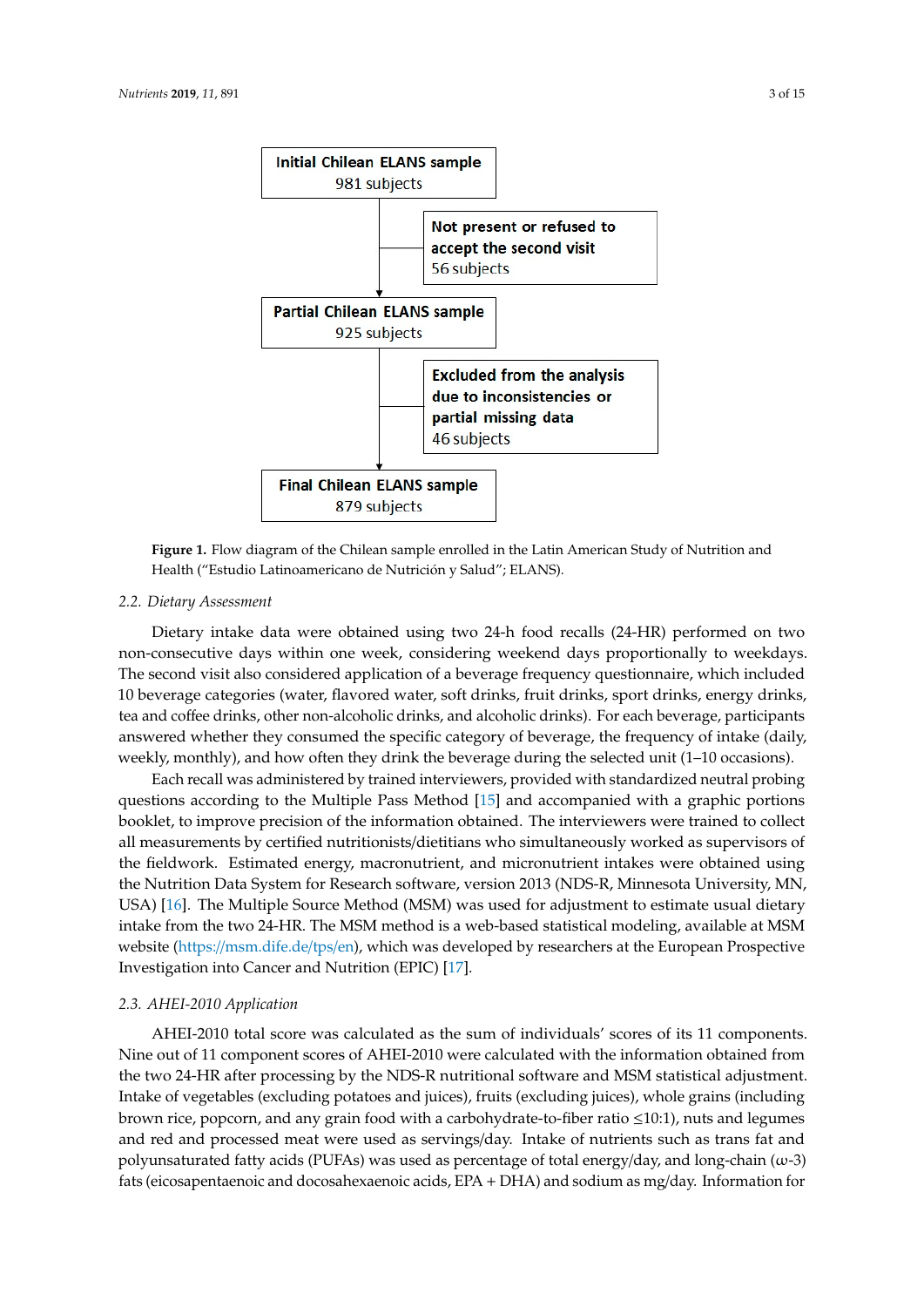Initial Chilean ELANS sample
981 subjects

Not present or refused to accept the second visit
56 subjects

Partial Chilean ELANS sample
925 subjects

Excluded from the analysis due to inconsistencies or partial missing data
46 subjects

Final Chilean ELANS sample
879 subjects

**Figure 1.** Flow diagram of the Chilean sample enrolled in the Latin American Study of Nutrition and Health ("Estudio Latinoamericano de Nutrición y Salud"; ELANS).

### 2.2. Dietary Assessment

Dietary intake data were obtained using two 24-h food recalls (24-HR) performed on two non-consecutive days within one week, considering weekend days proportionally to weekdays. The second visit also considered application of a beverage frequency questionnaire, which included 10 beverage categories (water, flavored water, soft drinks, fruit drinks, sport drinks, energy drinks, tea and coffee drinks, other non-alcoholic drinks, and alcoholic drinks). For each beverage, participants answered whether they consumed the specific category of beverage, the frequency of intake (daily, weekly, monthly), and how often they drink the beverage during the selected unit (1–10 occasions).

Each recall was administered by trained interviewers, provided with standardized neutral probing questions according to the Multiple Pass Method [15] and accompanied with a graphic portions booklet, to improve precision of the information obtained. The interviewers were trained to collect all measurements by certified nutritionists/dietitians who simultaneously worked as supervisors of the fieldwork. Estimated energy, macronutrient, and micronutrient intakes were obtained using the Nutrition Data System for Research software, version 2013 (NDS-R, Minnesota University, MN, USA) [16]. The Multiple Source Method (MSM) was used for adjustment to estimate usual dietary intake from the two 24-HR. The MSM method is a web-based statistical modeling, available at MSM website (https://msm.dife.de/tps/en), which was developed by researchers at the European Prospective Investigation into Cancer and Nutrition (EPIC) [17].

### 2.3. AHEI-2010 Application

AHEI-2010 total score was calculated as the sum of individuals' scores of its 11 components. Nine out of 11 component scores of AHEI-2010 were calculated with the information obtained from the two 24-HR after processing by the NDS-R nutritional software and MSM statistical adjustment. Intake of vegetables (excluding potatoes and juices), fruits (excluding juices), whole grains (including brown rice, popcorn, and any grain food with a carbohydrate-to-fiber ratio ≤10:1), nuts and legumes and red and processed meat were used as servings/day. Intake of nutrients such as trans fat and polyunsaturated fatty acids (PUFAs) was used as percentage of total energy/day, and long-chain ($\omega$-3) fats (eicosapentaenoic and docosahexaenoic acids, EPA + DHA) and sodium as mg/day. Information for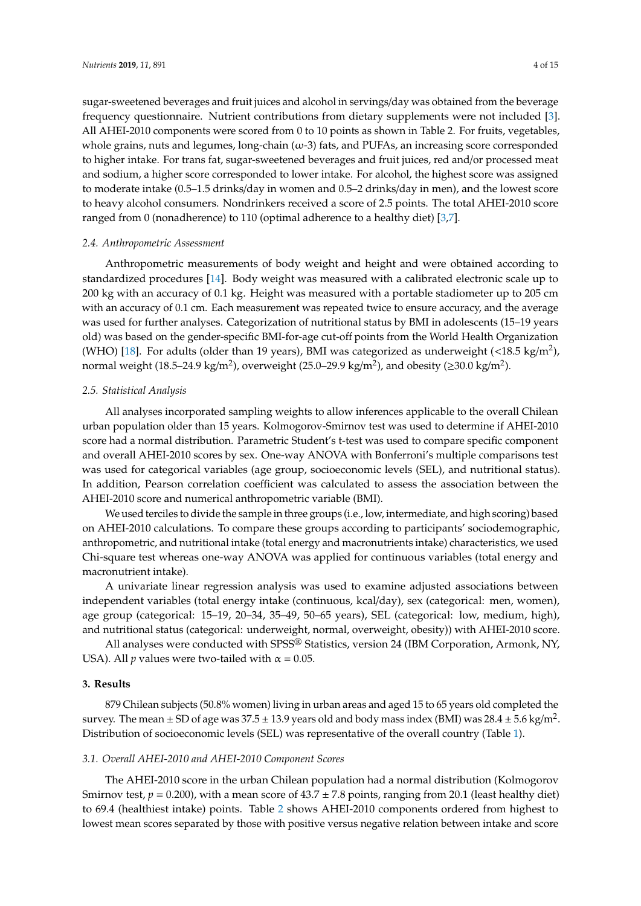sugar-sweetened beverages and fruit juices and alcohol in servings/day was obtained from the beverage frequency questionnaire. Nutrient contributions from dietary supplements were not included [3]. All AHEI-2010 components were scored from 0 to 10 points as shown in Table 2. For fruits, vegetables, whole grains, nuts and legumes, long-chain ($\omega$-3) fats, and PUFAs, an increasing score corresponded to higher intake. For trans fat, sugar-sweetened beverages and fruit juices, red and/or processed meat and sodium, a higher score corresponded to lower intake. For alcohol, the highest score was assigned to moderate intake (0.5–1.5 drinks/day in women and 0.5–2 drinks/day in men), and the lowest score to heavy alcohol consumers. Nondrinkers received a score of 2.5 points. The total AHEI-2010 score ranged from 0 (nonadherence) to 110 (optimal adherence to a healthy diet) [3,7].

### *2.4. Anthropometric Assessment*

Anthropometric measurements of body weight and height and were obtained according to standardized procedures [14]. Body weight was measured with a calibrated electronic scale up to 200 kg with an accuracy of 0.1 kg. Height was measured with a portable stadiometer up to 205 cm with an accuracy of 0.1 cm. Each measurement was repeated twice to ensure accuracy, and the average was used for further analyses. Categorization of nutritional status by BMI in adolescents (15–19 years old) was based on the gender-specific BMI-for-age cut-off points from the World Health Organization (WHO) [18]. For adults (older than 19 years), BMI was categorized as underweight (<18.5 kg/m$^2$), normal weight (18.5–24.9 kg/m$^2$), overweight (25.0–29.9 kg/m$^2$), and obesity (≥30.0 kg/m$^2$).

### *2.5. Statistical Analysis*

All analyses incorporated sampling weights to allow inferences applicable to the overall Chilean urban population older than 15 years. Kolmogorov-Smirnov test was used to determine if AHEI-2010 score had a normal distribution. Parametric Student's t-test was used to compare specific component and overall AHEI-2010 scores by sex. One-way ANOVA with Bonferroni's multiple comparisons test was used for categorical variables (age group, socioeconomic levels (SEL), and nutritional status). In addition, Pearson correlation coefficient was calculated to assess the association between the AHEI-2010 score and numerical anthropometric variable (BMI).

We used terciles to divide the sample in three groups (i.e., low, intermediate, and high scoring) based on AHEI-2010 calculations. To compare these groups according to participants' sociodemographic, anthropometric, and nutritional intake (total energy and macronutrients intake) characteristics, we used Chi-square test whereas one-way ANOVA was applied for continuous variables (total energy and macronutrient intake).

A univariate linear regression analysis was used to examine adjusted associations between independent variables (total energy intake (continuous, kcal/day), sex (categorical: men, women), age group (categorical: 15–19, 20–34, 35–49, 50–65 years), SEL (categorical: low, medium, high), and nutritional status (categorical: underweight, normal, overweight, obesity)) with AHEI-2010 score.

All analyses were conducted with SPSS® Statistics, version 24 (IBM Corporation, Armonk, NY, USA). All *p* values were two-tailed with $\alpha = 0.05$.

## 3. Results

879 Chilean subjects (50.8% women) living in urban areas and aged 15 to 65 years old completed the survey. The mean ± SD of age was 37.5 ± 13.9 years old and body mass index (BMI) was 28.4 ± 5.6 kg/m$^2$. Distribution of socioeconomic levels (SEL) was representative of the overall country (Table 1).

### *3.1. Overall AHEI-2010 and AHEI-2010 Component Scores*

The AHEI-2010 score in the urban Chilean population had a normal distribution (Kolmogorov Smirnov test, $p = 0.200$), with a mean score of 43.7 ± 7.8 points, ranging from 20.1 (least healthy diet) to 69.4 (healthiest intake) points. Table 2 shows AHEI-2010 components ordered from highest to lowest mean scores separated by those with positive versus negative relation between intake and score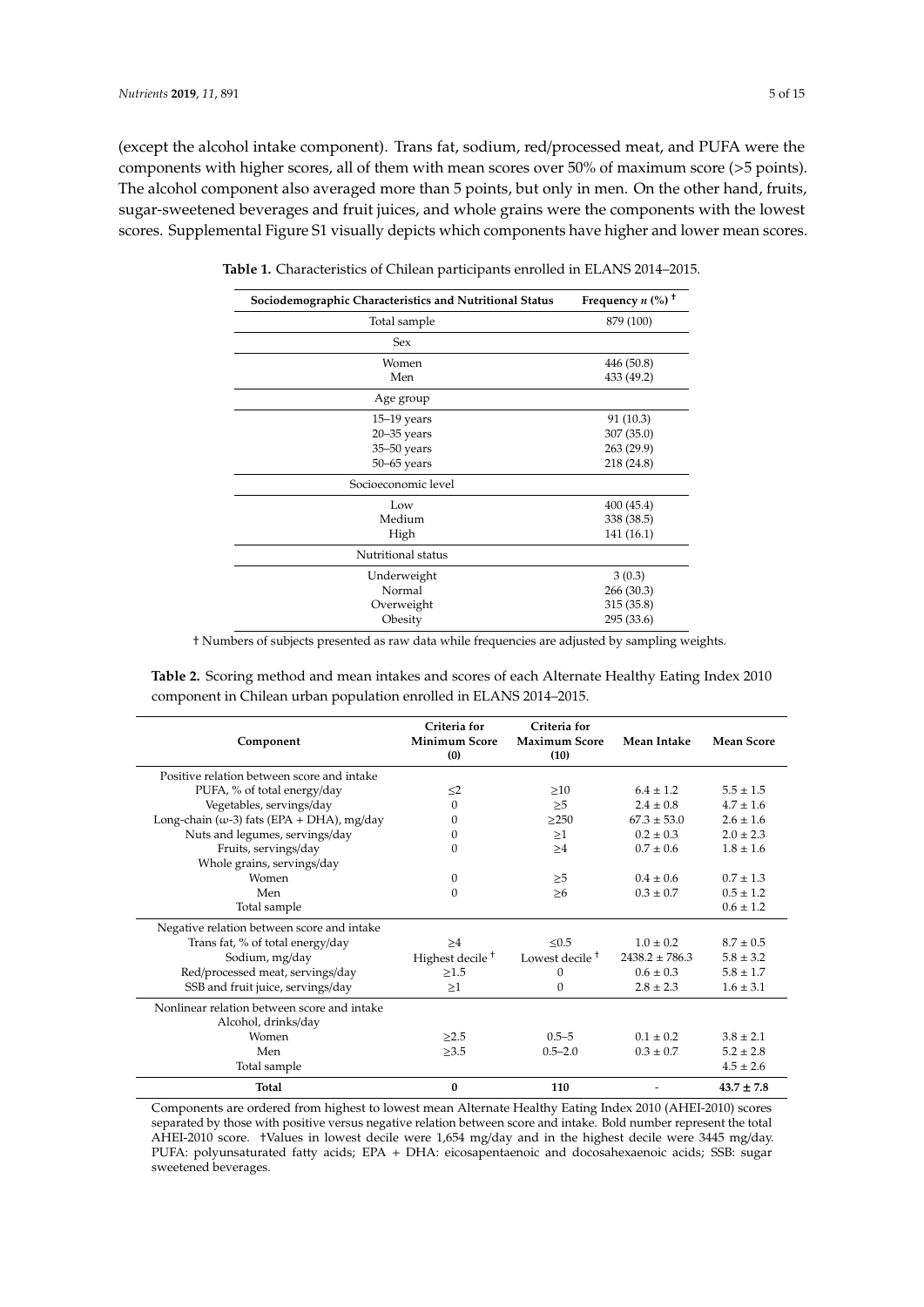(except the alcohol intake component). Trans fat, sodium, red/processed meat, and PUFA were the components with higher scores, all of them with mean scores over 50% of maximum score (>5 points). The alcohol component also averaged more than 5 points, but only in men. On the other hand, fruits, sugar-sweetened beverages and fruit juices, and whole grains were the components with the lowest scores. Supplemental Figure S1 visually depicts which components have higher and lower mean scores.

**Table 1.** Characteristics of Chilean participants enrolled in ELANS 2014–2015.

| Sociodemographic Characteristics and Nutritional Status | Frequency *n* (%) † |
|---|---|
| Total sample | 879 (100) |
| Sex | |
| Women | 446 (50.8) |
| Men | 433 (49.2) |
| Age group | |
| 15–19 years | 91 (10.3) |
| 20–35 years | 307 (35.0) |
| 35–50 years | 263 (29.9) |
| 50–65 years | 218 (24.8) |
| Socioeconomic level | |
| Low | 400 (45.4) |
| Medium | 338 (38.5) |
| High | 141 (16.1) |
| Nutritional status | |
| Underweight | 3 (0.3) |
| Normal | 266 (30.3) |
| Overweight | 315 (35.8) |
| Obesity | 295 (33.6) |

† Numbers of subjects presented as raw data while frequencies are adjusted by sampling weights.

**Table 2.** Scoring method and mean intakes and scores of each Alternate Healthy Eating Index 2010 component in Chilean urban population enrolled in ELANS 2014–2015.

| Component | Criteria for Minimum Score (0) | Criteria for Maximum Score (10) | Mean Intake | Mean Score |
|---|---|---|---|---|
| Positive relation between score and intake | | | | |
| PUFA, % of total energy/day | ≤2 | ≥10 | 6.4 ± 1.2 | 5.5 ± 1.5 |
| Vegetables, servings/day | 0 | ≥5 | 2.4 ± 0.8 | 4.7 ± 1.6 |
| Long-chain ($\omega$-3) fats (EPA + DHA), mg/day | 0 | ≥250 | 67.3 ± 53.0 | 2.6 ± 1.6 |
| Nuts and legumes, servings/day | 0 | ≥1 | 0.2 ± 0.3 | 2.0 ± 2.3 |
| Fruits, servings/day | 0 | ≥4 | 0.7 ± 0.6 | 1.8 ± 1.6 |
| Whole grains, servings/day | | | | |
| Women | 0 | ≥5 | 0.4 ± 0.6 | 0.7 ± 1.3 |
| Men | 0 | ≥6 | 0.3 ± 0.7 | 0.5 ± 1.2 |
| Total sample | | | | 0.6 ± 1.2 |
| Negative relation between score and intake | | | | |
| Trans fat, % of total energy/day | ≥4 | ≤0.5 | 1.0 ± 0.2 | 8.7 ± 0.5 |
| Sodium, mg/day | Highest decile † | Lowest decile † | 2438.2 ± 786.3 | 5.8 ± 3.2 |
| Red/processed meat, servings/day | ≥1.5 | 0 | 0.6 ± 0.3 | 5.8 ± 1.7 |
| SSB and fruit juice, servings/day | ≥1 | 0 | 2.8 ± 2.3 | 1.6 ± 3.1 |
| Nonlinear relation between score and intake | | | | |
| Alcohol, drinks/day | | | | |
| Women | ≥2.5 | 0.5–5 | 0.1 ± 0.2 | 3.8 ± 2.1 |
| Men | ≥3.5 | 0.5–2.0 | 0.3 ± 0.7 | 5.2 ± 2.8 |
| Total sample | | | | 4.5 ± 2.6 |
| **Total** | **0** | **110** | - | **43.7 ± 7.8** |

Components are ordered from highest to lowest mean Alternate Healthy Eating Index 2010 (AHEI-2010) scores separated by those with positive versus negative relation between score and intake. Bold number represent the total AHEI-2010 score. †Values in lowest decile were 1,654 mg/day and in the highest decile were 3445 mg/day. PUFA: polyunsaturated fatty acids; EPA + DHA: eicosapentaenoic and docosahexaenoic acids; SSB: sugar sweetened beverages.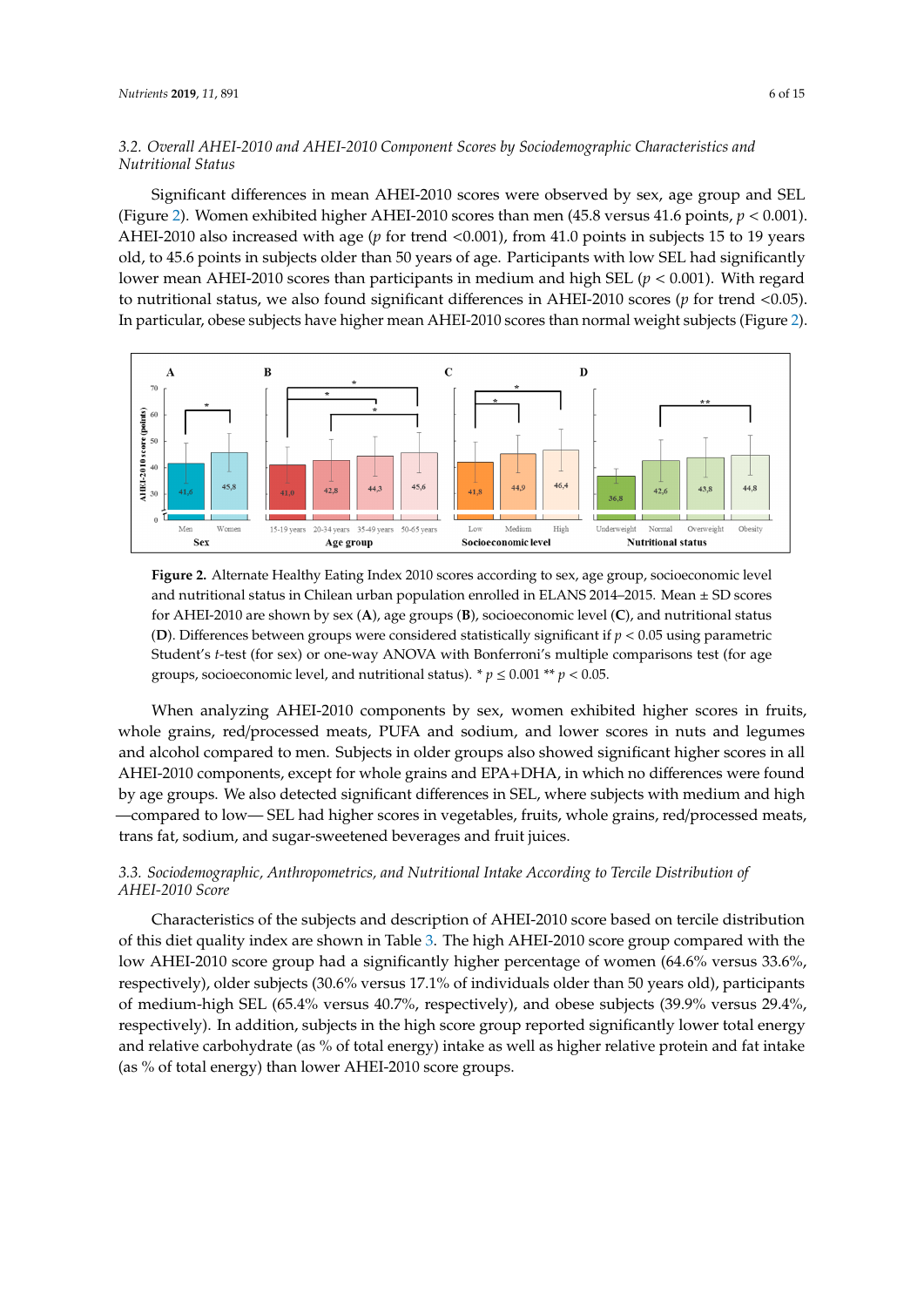### 3.2. Overall AHEI-2010 and AHEI-2010 Component Scores by Sociodemographic Characteristics and Nutritional Status

Significant differences in mean AHEI-2010 scores were observed by sex, age group and SEL (Figure 2). Women exhibited higher AHEI-2010 scores than men (45.8 versus 41.6 points, $p < 0.001$). AHEI-2010 also increased with age ($p$ for trend <0.001), from 41.0 points in subjects 15 to 19 years old, to 45.6 points in subjects older than 50 years of age. Participants with low SEL had significantly lower mean AHEI-2010 scores than participants in medium and high SEL ($p < 0.001$). With regard to nutritional status, we also found significant differences in AHEI-2010 scores ($p$ for trend <0.05). In particular, obese subjects have higher mean AHEI-2010 scores than normal weight subjects (Figure 2).

**Figure 2.** Alternate Healthy Eating Index 2010 scores according to sex, age group, socioeconomic level and nutritional status in Chilean urban population enrolled in ELANS 2014–2015. Mean ± SD scores for AHEI-2010 are shown by sex (**A**), age groups (**B**), socioeconomic level (**C**), and nutritional status (**D**). Differences between groups were considered statistically significant if $p < 0.05$ using parametric Student's $t$-test (for sex) or one-way ANOVA with Bonferroni's multiple comparisons test (for age groups, socioeconomic level, and nutritional status). * $p \leq 0.001$ ** $p < 0.05$.

When analyzing AHEI-2010 components by sex, women exhibited higher scores in fruits, whole grains, red/processed meats, PUFA and sodium, and lower scores in nuts and legumes and alcohol compared to men. Subjects in older groups also showed significant higher scores in all AHEI-2010 components, except for whole grains and EPA+DHA, in which no differences were found by age groups. We also detected significant differences in SEL, where subjects with medium and high —compared to low— SEL had higher scores in vegetables, fruits, whole grains, red/processed meats, trans fat, sodium, and sugar-sweetened beverages and fruit juices.

### 3.3. Sociodemographic, Anthropometrics, and Nutritional Intake According to Tercile Distribution of AHEI-2010 Score

Characteristics of the subjects and description of AHEI-2010 score based on tercile distribution of this diet quality index are shown in Table 3. The high AHEI-2010 score group compared with the low AHEI-2010 score group had a significantly higher percentage of women (64.6% versus 33.6%, respectively), older subjects (30.6% versus 17.1% of individuals older than 50 years old), participants of medium-high SEL (65.4% versus 40.7%, respectively), and obese subjects (39.9% versus 29.4%, respectively). In addition, subjects in the high score group reported significantly lower total energy and relative carbohydrate (as % of total energy) intake as well as higher relative protein and fat intake (as % of total energy) than lower AHEI-2010 score groups.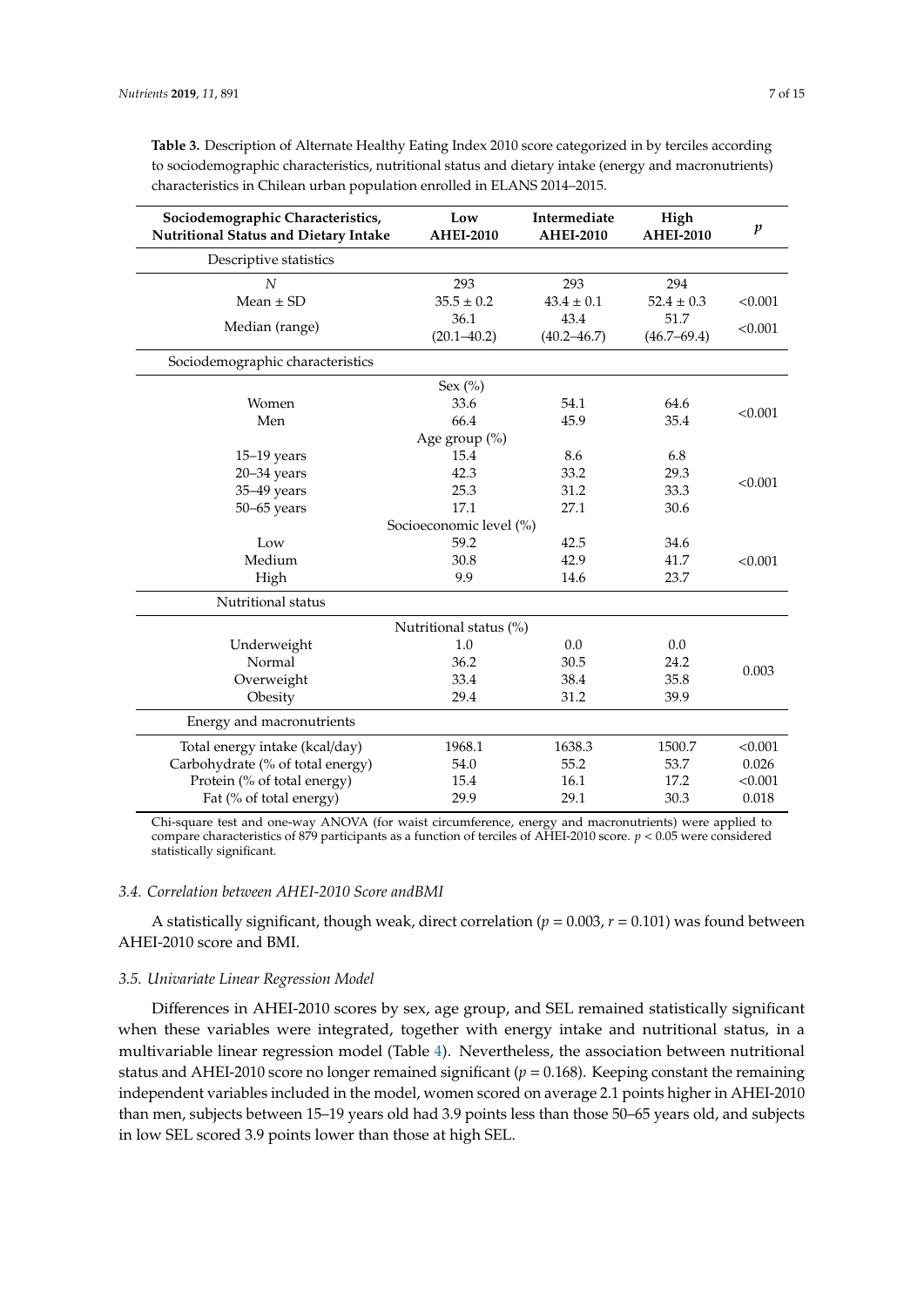**Table 3.** Description of Alternate Healthy Eating Index 2010 score categorized in by terciles according to sociodemographic characteristics, nutritional status and dietary intake (energy and macronutrients) characteristics in Chilean urban population enrolled in ELANS 2014–2015.

| Sociodemographic Characteristics, Nutritional Status and Dietary Intake | Low AHEI-2010 | Intermediate AHEI-2010 | High AHEI-2010 | *p* |
|---|---|---|---|---|
| Descriptive statistics | | | | |
| *N* | 293 | 293 | 294 | |
| Mean ± SD | 35.5 ± 0.2 | 43.4 ± 0.1 | 52.4 ± 0.3 | <0.001 |
| Median (range) | 36.1 (20.1–40.2) | 43.4 (40.2–46.7) | 51.7 (46.7–69.4) | <0.001 |
| Sociodemographic characteristics | | | | |
| Sex (%) | | | | |
| Women | 33.6 | 54.1 | 64.6 | <0.001 |
| Men | 66.4 | 45.9 | 35.4 | |
| Age group (%) | | | | |
| 15–19 years | 15.4 | 8.6 | 6.8 | <0.001 |
| 20–34 years | 42.3 | 33.2 | 29.3 | |
| 35–49 years | 25.3 | 31.2 | 33.3 | |
| 50–65 years | 17.1 | 27.1 | 30.6 | |
| Socioeconomic level (%) | | | | |
| Low | 59.2 | 42.5 | 34.6 | <0.001 |
| Medium | 30.8 | 42.9 | 41.7 | |
| High | 9.9 | 14.6 | 23.7 | |
| Nutritional status | | | | |
| Nutritional status (%) | | | | |
| Underweight | 1.0 | 0.0 | 0.0 | 0.003 |
| Normal | 36.2 | 30.5 | 24.2 | |
| Overweight | 33.4 | 38.4 | 35.8 | |
| Obesity | 29.4 | 31.2 | 39.9 | |
| Energy and macronutrients | | | | |
| Total energy intake (kcal/day) | 1968.1 | 1638.3 | 1500.7 | <0.001 |
| Carbohydrate (% of total energy) | 54.0 | 55.2 | 53.7 | 0.026 |
| Protein (% of total energy) | 15.4 | 16.1 | 17.2 | <0.001 |
| Fat (% of total energy) | 29.9 | 29.1 | 30.3 | 0.018 |

Chi-square test and one-way ANOVA (for waist circumference, energy and macronutrients) were applied to compare characteristics of 879 participants as a function of terciles of AHEI-2010 score. $p < 0.05$ were considered statistically significant.

### *3.4. Correlation between AHEI-2010 Score andBMI*

A statistically significant, though weak, direct correlation ($p = 0.003$, $r = 0.101$) was found between AHEI-2010 score and BMI.

### *3.5. Univariate Linear Regression Model*

Differences in AHEI-2010 scores by sex, age group, and SEL remained statistically significant when these variables were integrated, together with energy intake and nutritional status, in a multivariable linear regression model (Table 4). Nevertheless, the association between nutritional status and AHEI-2010 score no longer remained significant ($p = 0.168$). Keeping constant the remaining independent variables included in the model, women scored on average 2.1 points higher in AHEI-2010 than men, subjects between 15–19 years old had 3.9 points less than those 50–65 years old, and subjects in low SEL scored 3.9 points lower than those at high SEL.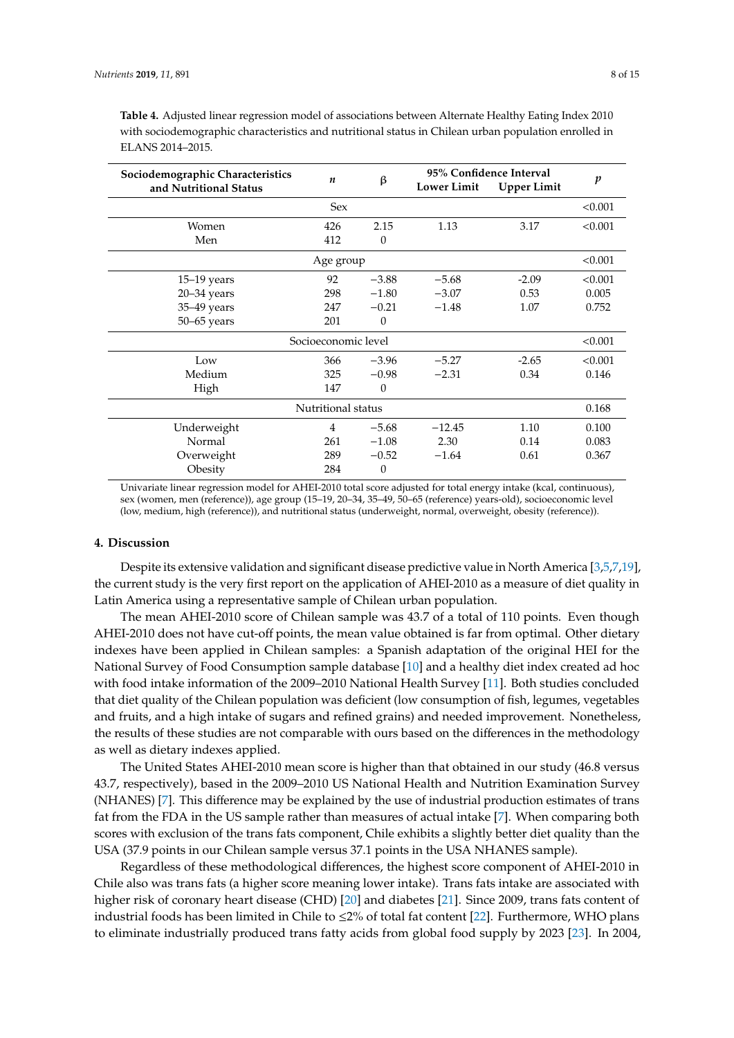**Table 4.** Adjusted linear regression model of associations between Alternate Healthy Eating Index 2010 with sociodemographic characteristics and nutritional status in Chilean urban population enrolled in ELANS 2014–2015.

| Sociodemographic Characteristics and Nutritional Status | *n* | β | 95% Confidence Interval Lower Limit | 95% Confidence Interval Upper Limit | *p* |
|---|---|---|---|---|---|
| Sex | | | | | <0.001 |
| Women | 426 | 2.15 | 1.13 | 3.17 | <0.001 |
| Men | 412 | 0 | | | |
| Age group | | | | | <0.001 |
| 15–19 years | 92 | −3.88 | −5.68 | -2.09 | <0.001 |
| 20–34 years | 298 | −1.80 | −3.07 | 0.53 | 0.005 |
| 35–49 years | 247 | −0.21 | −1.48 | 1.07 | 0.752 |
| 50–65 years | 201 | 0 | | | |
| Socioeconomic level | | | | | <0.001 |
| Low | 366 | −3.96 | −5.27 | -2.65 | <0.001 |
| Medium | 325 | −0.98 | −2.31 | 0.34 | 0.146 |
| High | 147 | 0 | | | |
| Nutritional status | | | | | 0.168 |
| Underweight | 4 | −5.68 | −12.45 | 1.10 | 0.100 |
| Normal | 261 | −1.08 | 2.30 | 0.14 | 0.083 |
| Overweight | 289 | −0.52 | −1.64 | 0.61 | 0.367 |
| Obesity | 284 | 0 | | | |

Univariate linear regression model for AHEI-2010 total score adjusted for total energy intake (kcal, continuous), sex (women, men (reference)), age group (15–19, 20–34, 35–49, 50–65 (reference) years-old), socioeconomic level (low, medium, high (reference)), and nutritional status (underweight, normal, overweight, obesity (reference)).

## 4. Discussion

Despite its extensive validation and significant disease predictive value in North America [3,5,7,19], the current study is the very first report on the application of AHEI-2010 as a measure of diet quality in Latin America using a representative sample of Chilean urban population.

The mean AHEI-2010 score of Chilean sample was 43.7 of a total of 110 points. Even though AHEI-2010 does not have cut-off points, the mean value obtained is far from optimal. Other dietary indexes have been applied in Chilean samples: a Spanish adaptation of the original HEI for the National Survey of Food Consumption sample database [10] and a healthy diet index created ad hoc with food intake information of the 2009–2010 National Health Survey [11]. Both studies concluded that diet quality of the Chilean population was deficient (low consumption of fish, legumes, vegetables and fruits, and a high intake of sugars and refined grains) and needed improvement. Nonetheless, the results of these studies are not comparable with ours based on the differences in the methodology as well as dietary indexes applied.

The United States AHEI-2010 mean score is higher than that obtained in our study (46.8 versus 43.7, respectively), based in the 2009–2010 US National Health and Nutrition Examination Survey (NHANES) [7]. This difference may be explained by the use of industrial production estimates of trans fat from the FDA in the US sample rather than measures of actual intake [7]. When comparing both scores with exclusion of the trans fats component, Chile exhibits a slightly better diet quality than the USA (37.9 points in our Chilean sample versus 37.1 points in the USA NHANES sample).

Regardless of these methodological differences, the highest score component of AHEI-2010 in Chile also was trans fats (a higher score meaning lower intake). Trans fats intake are associated with higher risk of coronary heart disease (CHD) [20] and diabetes [21]. Since 2009, trans fats content of industrial foods has been limited in Chile to ≤2% of total fat content [22]. Furthermore, WHO plans to eliminate industrially produced trans fatty acids from global food supply by 2023 [23]. In 2004,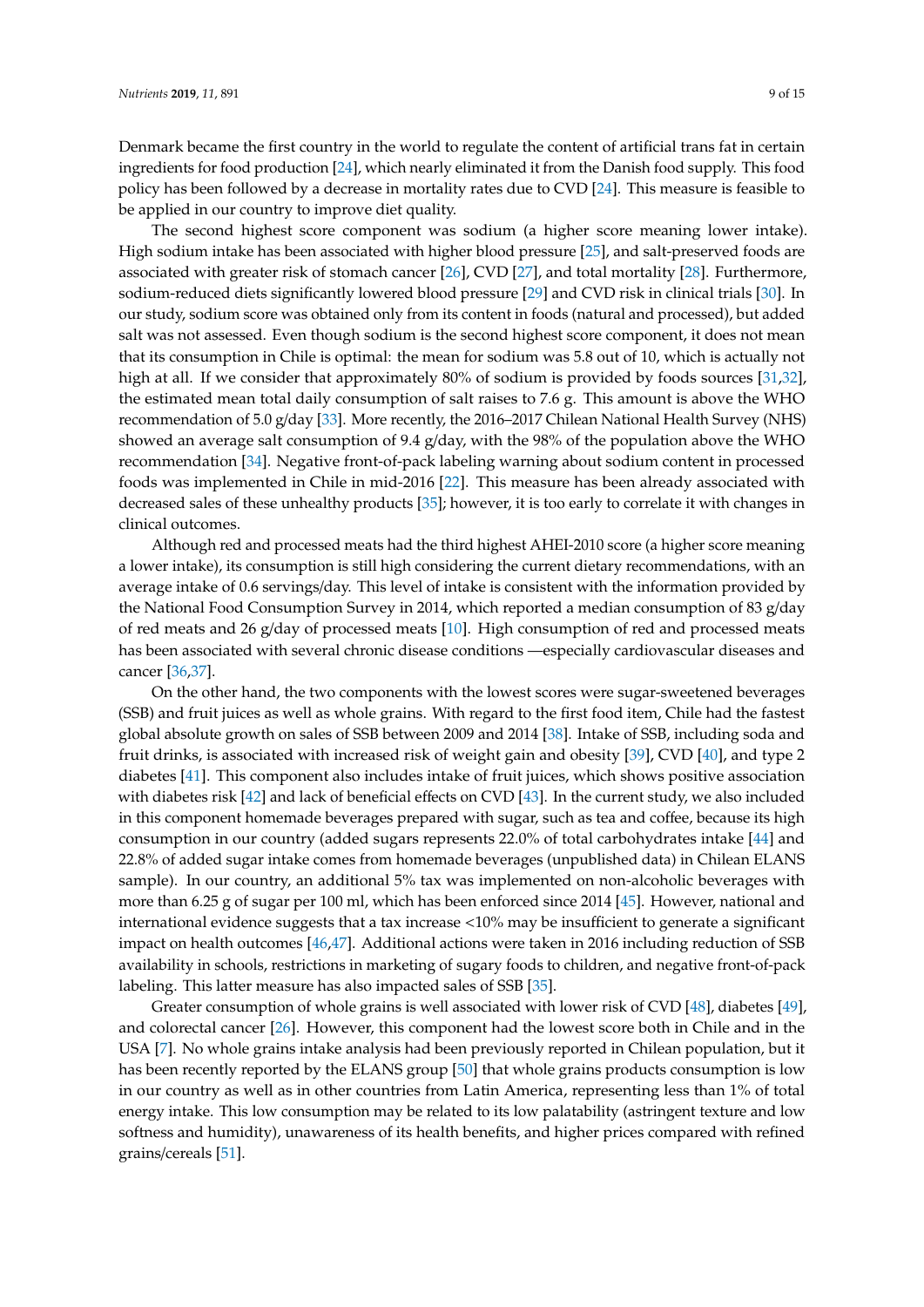Denmark became the first country in the world to regulate the content of artificial trans fat in certain ingredients for food production [24], which nearly eliminated it from the Danish food supply. This food policy has been followed by a decrease in mortality rates due to CVD [24]. This measure is feasible to be applied in our country to improve diet quality.

The second highest score component was sodium (a higher score meaning lower intake). High sodium intake has been associated with higher blood pressure [25], and salt-preserved foods are associated with greater risk of stomach cancer [26], CVD [27], and total mortality [28]. Furthermore, sodium-reduced diets significantly lowered blood pressure [29] and CVD risk in clinical trials [30]. In our study, sodium score was obtained only from its content in foods (natural and processed), but added salt was not assessed. Even though sodium is the second highest score component, it does not mean that its consumption in Chile is optimal: the mean for sodium was 5.8 out of 10, which is actually not high at all. If we consider that approximately 80% of sodium is provided by foods sources [31,32], the estimated mean total daily consumption of salt raises to 7.6 g. This amount is above the WHO recommendation of 5.0 g/day [33]. More recently, the 2016–2017 Chilean National Health Survey (NHS) showed an average salt consumption of 9.4 g/day, with the 98% of the population above the WHO recommendation [34]. Negative front-of-pack labeling warning about sodium content in processed foods was implemented in Chile in mid-2016 [22]. This measure has been already associated with decreased sales of these unhealthy products [35]; however, it is too early to correlate it with changes in clinical outcomes.

Although red and processed meats had the third highest AHEI-2010 score (a higher score meaning a lower intake), its consumption is still high considering the current dietary recommendations, with an average intake of 0.6 servings/day. This level of intake is consistent with the information provided by the National Food Consumption Survey in 2014, which reported a median consumption of 83 g/day of red meats and 26 g/day of processed meats [10]. High consumption of red and processed meats has been associated with several chronic disease conditions —especially cardiovascular diseases and cancer [36,37].

On the other hand, the two components with the lowest scores were sugar-sweetened beverages (SSB) and fruit juices as well as whole grains. With regard to the first food item, Chile had the fastest global absolute growth on sales of SSB between 2009 and 2014 [38]. Intake of SSB, including soda and fruit drinks, is associated with increased risk of weight gain and obesity [39], CVD [40], and type 2 diabetes [41]. This component also includes intake of fruit juices, which shows positive association with diabetes risk [42] and lack of beneficial effects on CVD [43]. In the current study, we also included in this component homemade beverages prepared with sugar, such as tea and coffee, because its high consumption in our country (added sugars represents 22.0% of total carbohydrates intake [44] and 22.8% of added sugar intake comes from homemade beverages (unpublished data) in Chilean ELANS sample). In our country, an additional 5% tax was implemented on non-alcoholic beverages with more than 6.25 g of sugar per 100 ml, which has been enforced since 2014 [45]. However, national and international evidence suggests that a tax increase <10% may be insufficient to generate a significant impact on health outcomes [46,47]. Additional actions were taken in 2016 including reduction of SSB availability in schools, restrictions in marketing of sugary foods to children, and negative front-of-pack labeling. This latter measure has also impacted sales of SSB [35].

Greater consumption of whole grains is well associated with lower risk of CVD [48], diabetes [49], and colorectal cancer [26]. However, this component had the lowest score both in Chile and in the USA [7]. No whole grains intake analysis had been previously reported in Chilean population, but it has been recently reported by the ELANS group [50] that whole grains products consumption is low in our country as well as in other countries from Latin America, representing less than 1% of total energy intake. This low consumption may be related to its low palatability (astringent texture and low softness and humidity), unawareness of its health benefits, and higher prices compared with refined grains/cereals [51].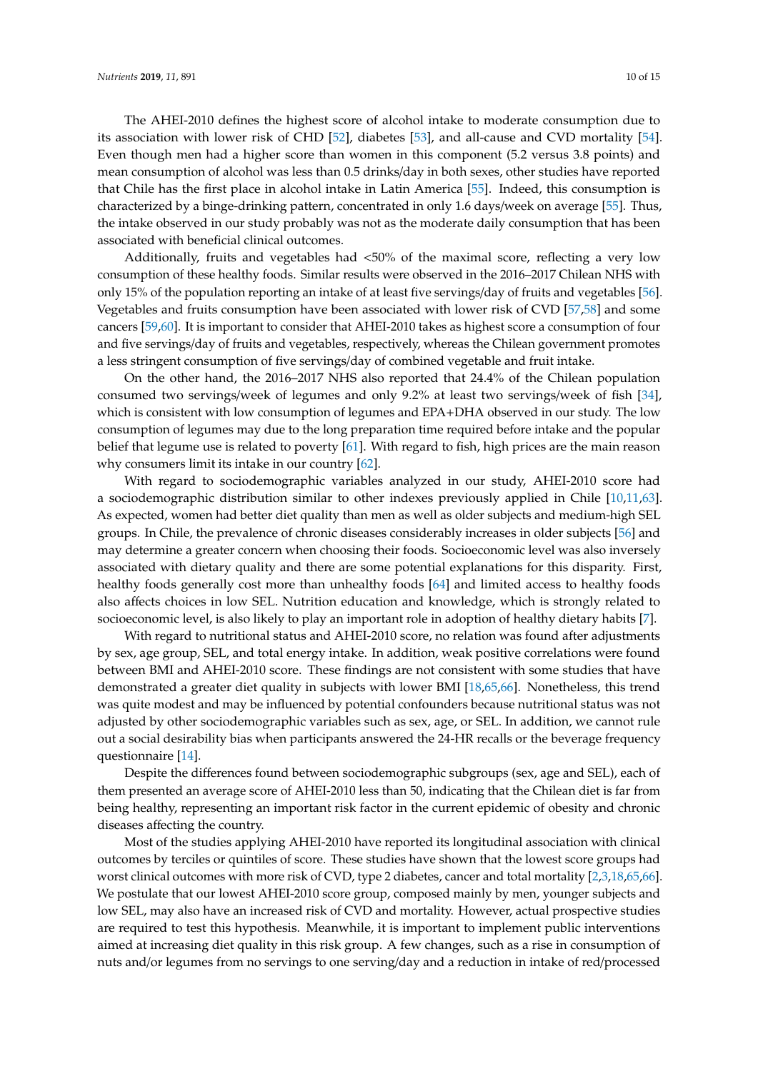The AHEI-2010 defines the highest score of alcohol intake to moderate consumption due to its association with lower risk of CHD [52], diabetes [53], and all-cause and CVD mortality [54]. Even though men had a higher score than women in this component (5.2 versus 3.8 points) and mean consumption of alcohol was less than 0.5 drinks/day in both sexes, other studies have reported that Chile has the first place in alcohol intake in Latin America [55]. Indeed, this consumption is characterized by a binge-drinking pattern, concentrated in only 1.6 days/week on average [55]. Thus, the intake observed in our study probably was not as the moderate daily consumption that has been associated with beneficial clinical outcomes.

Additionally, fruits and vegetables had <50% of the maximal score, reflecting a very low consumption of these healthy foods. Similar results were observed in the 2016–2017 Chilean NHS with only 15% of the population reporting an intake of at least five servings/day of fruits and vegetables [56]. Vegetables and fruits consumption have been associated with lower risk of CVD [57,58] and some cancers [59,60]. It is important to consider that AHEI-2010 takes as highest score a consumption of four and five servings/day of fruits and vegetables, respectively, whereas the Chilean government promotes a less stringent consumption of five servings/day of combined vegetable and fruit intake.

On the other hand, the 2016–2017 NHS also reported that 24.4% of the Chilean population consumed two servings/week of legumes and only 9.2% at least two servings/week of fish [34], which is consistent with low consumption of legumes and EPA+DHA observed in our study. The low consumption of legumes may due to the long preparation time required before intake and the popular belief that legume use is related to poverty [61]. With regard to fish, high prices are the main reason why consumers limit its intake in our country [62].

With regard to sociodemographic variables analyzed in our study, AHEI-2010 score had a sociodemographic distribution similar to other indexes previously applied in Chile [10,11,63]. As expected, women had better diet quality than men as well as older subjects and medium-high SEL groups. In Chile, the prevalence of chronic diseases considerably increases in older subjects [56] and may determine a greater concern when choosing their foods. Socioeconomic level was also inversely associated with dietary quality and there are some potential explanations for this disparity. First, healthy foods generally cost more than unhealthy foods [64] and limited access to healthy foods also affects choices in low SEL. Nutrition education and knowledge, which is strongly related to socioeconomic level, is also likely to play an important role in adoption of healthy dietary habits [7].

With regard to nutritional status and AHEI-2010 score, no relation was found after adjustments by sex, age group, SEL, and total energy intake. In addition, weak positive correlations were found between BMI and AHEI-2010 score. These findings are not consistent with some studies that have demonstrated a greater diet quality in subjects with lower BMI [18,65,66]. Nonetheless, this trend was quite modest and may be influenced by potential confounders because nutritional status was not adjusted by other sociodemographic variables such as sex, age, or SEL. In addition, we cannot rule out a social desirability bias when participants answered the 24-HR recalls or the beverage frequency questionnaire [14].

Despite the differences found between sociodemographic subgroups (sex, age and SEL), each of them presented an average score of AHEI-2010 less than 50, indicating that the Chilean diet is far from being healthy, representing an important risk factor in the current epidemic of obesity and chronic diseases affecting the country.

Most of the studies applying AHEI-2010 have reported its longitudinal association with clinical outcomes by terciles or quintiles of score. These studies have shown that the lowest score groups had worst clinical outcomes with more risk of CVD, type 2 diabetes, cancer and total mortality [2,3,18,65,66]. We postulate that our lowest AHEI-2010 score group, composed mainly by men, younger subjects and low SEL, may also have an increased risk of CVD and mortality. However, actual prospective studies are required to test this hypothesis. Meanwhile, it is important to implement public interventions aimed at increasing diet quality in this risk group. A few changes, such as a rise in consumption of nuts and/or legumes from no servings to one serving/day and a reduction in intake of red/processed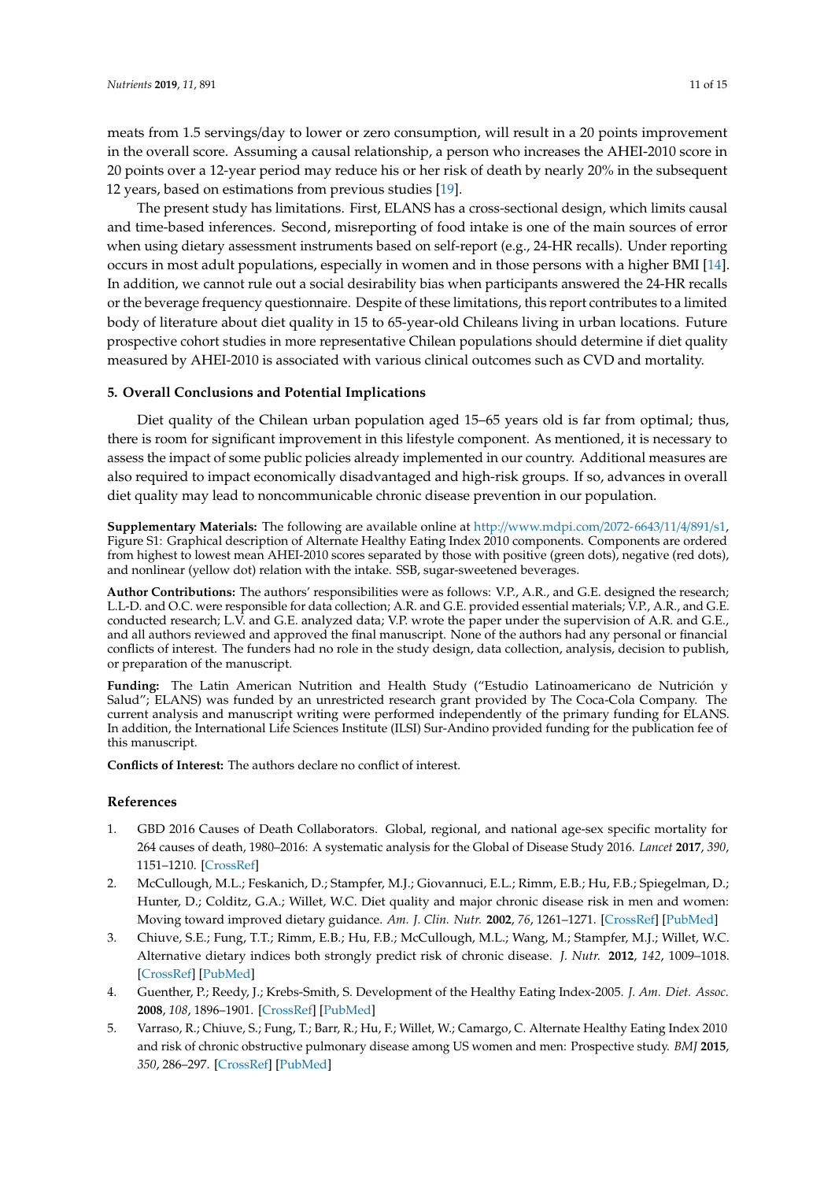meats from 1.5 servings/day to lower or zero consumption, will result in a 20 points improvement in the overall score. Assuming a causal relationship, a person who increases the AHEI-2010 score in 20 points over a 12-year period may reduce his or her risk of death by nearly 20% in the subsequent 12 years, based on estimations from previous studies [19].

The present study has limitations. First, ELANS has a cross-sectional design, which limits causal and time-based inferences. Second, misreporting of food intake is one of the main sources of error when using dietary assessment instruments based on self-report (e.g., 24-HR recalls). Under reporting occurs in most adult populations, especially in women and in those persons with a higher BMI [14]. In addition, we cannot rule out a social desirability bias when participants answered the 24-HR recalls or the beverage frequency questionnaire. Despite of these limitations, this report contributes to a limited body of literature about diet quality in 15 to 65-year-old Chileans living in urban locations. Future prospective cohort studies in more representative Chilean populations should determine if diet quality measured by AHEI-2010 is associated with various clinical outcomes such as CVD and mortality.

## 5. Overall Conclusions and Potential Implications

Diet quality of the Chilean urban population aged 15–65 years old is far from optimal; thus, there is room for significant improvement in this lifestyle component. As mentioned, it is necessary to assess the impact of some public policies already implemented in our country. Additional measures are also required to impact economically disadvantaged and high-risk groups. If so, advances in overall diet quality may lead to noncommunicable chronic disease prevention in our population.

**Supplementary Materials:** The following are available online at http://www.mdpi.com/2072-6643/11/4/891/s1, Figure S1: Graphical description of Alternate Healthy Eating Index 2010 components. Components are ordered from highest to lowest mean AHEI-2010 scores separated by those with positive (green dots), negative (red dots), and nonlinear (yellow dot) relation with the intake. SSB, sugar-sweetened beverages.

**Author Contributions:** The authors' responsibilities were as follows: V.P., A.R., and G.E. designed the research; L.L-D. and O.C. were responsible for data collection; A.R. and G.E. provided essential materials; V.P., A.R., and G.E. conducted research; L.V. and G.E. analyzed data; V.P. wrote the paper under the supervision of A.R. and G.E., and all authors reviewed and approved the final manuscript. None of the authors had any personal or financial conflicts of interest. The funders had no role in the study design, data collection, analysis, decision to publish, or preparation of the manuscript.

**Funding:** The Latin American Nutrition and Health Study ("Estudio Latinoamericano de Nutrición y Salud"; ELANS) was funded by an unrestricted research grant provided by The Coca-Cola Company. The current analysis and manuscript writing were performed independently of the primary funding for ELANS. In addition, the International Life Sciences Institute (ILSI) Sur-Andino provided funding for the publication fee of this manuscript.

**Conflicts of Interest:** The authors declare no conflict of interest.

## References

1. GBD 2016 Causes of Death Collaborators. Global, regional, and national age-sex specific mortality for 264 causes of death, 1980–2016: A systematic analysis for the Global of Disease Study 2016. *Lancet* **2017**, *390*, 1151–1210. [CrossRef]
2. McCullough, M.L.; Feskanich, D.; Stampfer, M.J.; Giovannuci, E.L.; Rimm, E.B.; Hu, F.B.; Spiegelman, D.; Hunter, D.; Colditz, G.A.; Willet, W.C. Diet quality and major chronic disease risk in men and women: Moving toward improved dietary guidance. *Am. J. Clin. Nutr.* **2002**, *76*, 1261–1271. [CrossRef] [PubMed]
3. Chiuve, S.E.; Fung, T.T.; Rimm, E.B.; Hu, F.B.; McCullough, M.L.; Wang, M.; Stampfer, M.J.; Willet, W.C. Alternative dietary indices both strongly predict risk of chronic disease. *J. Nutr.* **2012**, *142*, 1009–1018. [CrossRef] [PubMed]
4. Guenther, P.; Reedy, J.; Krebs-Smith, S. Development of the Healthy Eating Index-2005. *J. Am. Diet. Assoc.* **2008**, *108*, 1896–1901. [CrossRef] [PubMed]
5. Varraso, R.; Chiuve, S.; Fung, T.; Barr, R.; Hu, F.; Willet, W.; Camargo, C. Alternate Healthy Eating Index 2010 and risk of chronic obstructive pulmonary disease among US women and men: Prospective study. *BMJ* **2015**, *350*, 286–297. [CrossRef] [PubMed]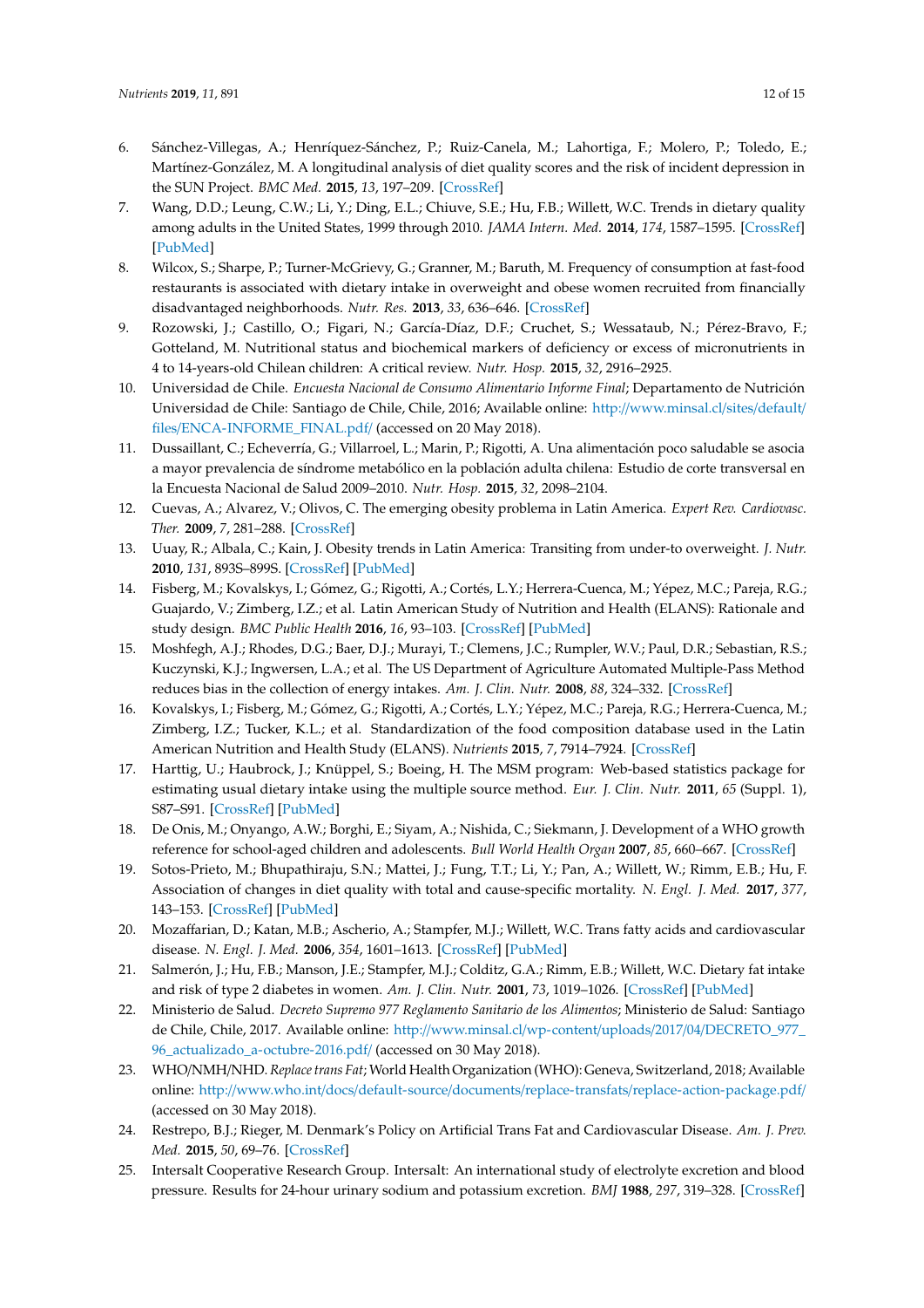6. Sánchez-Villegas, A.; Henríquez-Sánchez, P.; Ruiz-Canela, M.; Lahortiga, F.; Molero, P.; Toledo, E.; Martínez-González, M. A longitudinal analysis of diet quality scores and the risk of incident depression in the SUN Project. *BMC Med.* **2015**, *13*, 197–209. [CrossRef]
7. Wang, D.D.; Leung, C.W.; Li, Y.; Ding, E.L.; Chiuve, S.E.; Hu, F.B.; Willett, W.C. Trends in dietary quality among adults in the United States, 1999 through 2010. *JAMA Intern. Med.* **2014**, *174*, 1587–1595. [CrossRef] [PubMed]
8. Wilcox, S.; Sharpe, P.; Turner-McGrievy, G.; Granner, M.; Baruth, M. Frequency of consumption at fast-food restaurants is associated with dietary intake in overweight and obese women recruited from financially disadvantaged neighborhoods. *Nutr. Res.* **2013**, *33*, 636–646. [CrossRef]
9. Rozowski, J.; Castillo, O.; Figari, N.; García-Díaz, D.F.; Cruchet, S.; Wessataub, N.; Pérez-Bravo, F.; Gotteland, M. Nutritional status and biochemical markers of deficiency or excess of micronutrients in 4 to 14-years-old Chilean children: A critical review. *Nutr. Hosp.* **2015**, *32*, 2916–2925.
10. Universidad de Chile. *Encuesta Nacional de Consumo Alimentario Informe Final*; Departamento de Nutrición Universidad de Chile: Santiago de Chile, Chile, 2016; Available online: http://www.minsal.cl/sites/default/files/ENCA-INFORME_FINAL.pdf/ (accessed on 20 May 2018).
11. Dussaillant, C.; Echeverría, G.; Villarroel, L.; Marin, P.; Rigotti, A. Una alimentación poco saludable se asocia a mayor prevalencia de síndrome metabólico en la población adulta chilena: Estudio de corte transversal en la Encuesta Nacional de Salud 2009–2010. *Nutr. Hosp.* **2015**, *32*, 2098–2104.
12. Cuevas, A.; Alvarez, V.; Olivos, C. The emerging obesity problema in Latin America. *Expert Rev. Cardiovasc. Ther.* **2009**, *7*, 281–288. [CrossRef]
13. Uauy, R.; Albala, C.; Kain, J. Obesity trends in Latin America: Transiting from under-to overweight. *J. Nutr.* **2010**, *131*, 893S–899S. [CrossRef] [PubMed]
14. Fisberg, M.; Kovalskys, I.; Gómez, G.; Rigotti, A.; Cortés, L.Y.; Herrera-Cuenca, M.; Yépez, M.C.; Pareja, R.G.; Guajardo, V.; Zimberg, I.Z.; et al. Latin American Study of Nutrition and Health (ELANS): Rationale and study design. *BMC Public Health* **2016**, *16*, 93–103. [CrossRef] [PubMed]
15. Moshfegh, A.J.; Rhodes, D.G.; Baer, D.J.; Murayi, T.; Clemens, J.C.; Rumpler, W.V.; Paul, D.R.; Sebastian, R.S.; Kuczynski, K.J.; Ingwersen, L.A.; et al. The US Department of Agriculture Automated Multiple-Pass Method reduces bias in the collection of energy intakes. *Am. J. Clin. Nutr.* **2008**, *88*, 324–332. [CrossRef]
16. Kovalskys, I.; Fisberg, M.; Gómez, G.; Rigotti, A.; Cortés, L.Y.; Yépez, M.C.; Pareja, R.G.; Herrera-Cuenca, M.; Zimberg, I.Z.; Tucker, K.L.; et al. Standardization of the food composition database used in the Latin American Nutrition and Health Study (ELANS). *Nutrients* **2015**, *7*, 7914–7924. [CrossRef]
17. Harttig, U.; Haubrock, J.; Knüppel, S.; Boeing, H. The MSM program: Web-based statistics package for estimating usual dietary intake using the multiple source method. *Eur. J. Clin. Nutr.* **2011**, *65* (Suppl. 1), S87–S91. [CrossRef] [PubMed]
18. De Onis, M.; Onyango, A.W.; Borghi, E.; Siyam, A.; Nishida, C.; Siekmann, J. Development of a WHO growth reference for school-aged children and adolescents. *Bull World Health Organ* **2007**, *85*, 660–667. [CrossRef]
19. Sotos-Prieto, M.; Bhupathiraju, S.N.; Mattei, J.; Fung, T.T.; Li, Y.; Pan, A.; Willett, W.; Rimm, E.B.; Hu, F. Association of changes in diet quality with total and cause-specific mortality. *N. Engl. J. Med.* **2017**, *377*, 143–153. [CrossRef] [PubMed]
20. Mozaffarian, D.; Katan, M.B.; Ascherio, A.; Stampfer, M.J.; Willett, W.C. Trans fatty acids and cardiovascular disease. *N. Engl. J. Med.* **2006**, *354*, 1601–1613. [CrossRef] [PubMed]
21. Salmerón, J.; Hu, F.B.; Manson, J.E.; Stampfer, M.J.; Colditz, G.A.; Rimm, E.B.; Willett, W.C. Dietary fat intake and risk of type 2 diabetes in women. *Am. J. Clin. Nutr.* **2001**, *73*, 1019–1026. [CrossRef] [PubMed]
22. Ministerio de Salud. *Decreto Supremo 977 Reglamento Sanitario de los Alimentos*; Ministerio de Salud: Santiago de Chile, Chile, 2017. Available online: http://www.minsal.cl/wp-content/uploads/2017/04/DECRETO_977_96_actualizado_a-octubre-2016.pdf/ (accessed on 30 May 2018).
23. WHO/NMH/NHD. *Replace trans Fat*; World Health Organization (WHO): Geneva, Switzerland, 2018; Available online: http://www.who.int/docs/default-source/documents/replace-transfats/replace-action-package.pdf/ (accessed on 30 May 2018).
24. Restrepo, B.J.; Rieger, M. Denmark's Policy on Artificial Trans Fat and Cardiovascular Disease. *Am. J. Prev. Med.* **2015**, *50*, 69–76. [CrossRef]
25. Intersalt Cooperative Research Group. Intersalt: An international study of electrolyte excretion and blood pressure. Results for 24-hour urinary sodium and potassium excretion. *BMJ* **1988**, *297*, 319–328. [CrossRef]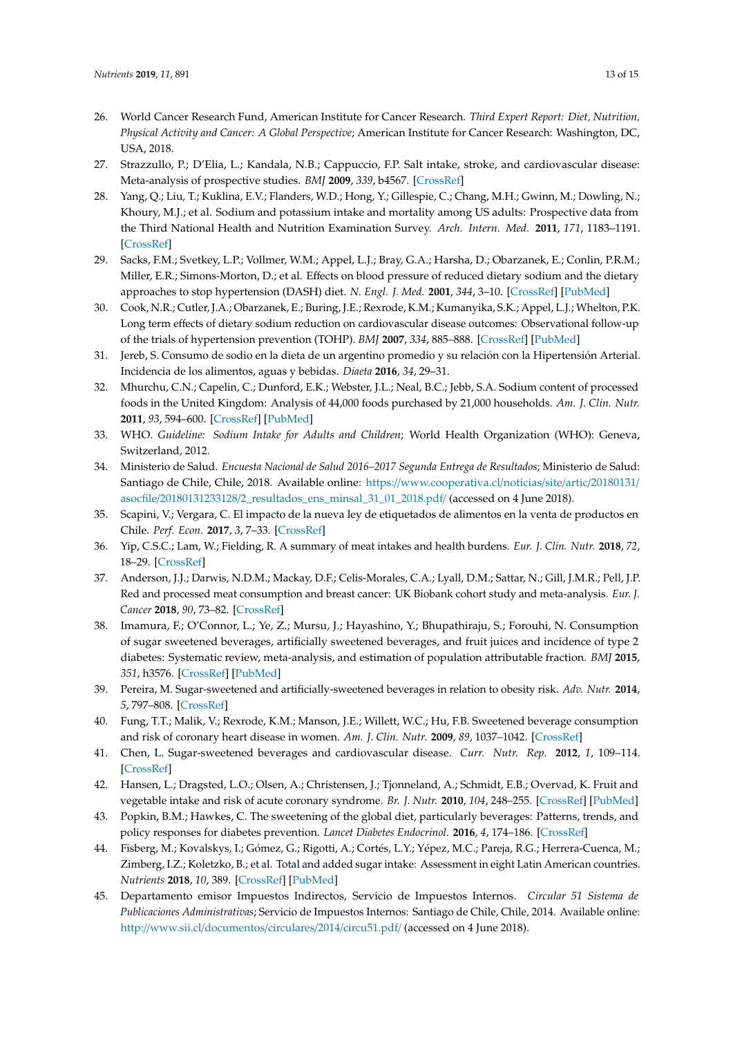26. World Cancer Research Fund, American Institute for Cancer Research. *Third Expert Report: Diet, Nutrition, Physical Activity and Cancer: A Global Perspective*; American Institute for Cancer Research: Washington, DC, USA, 2018.
27. Strazzullo, P.; D'Elia, L.; Kandala, N.B.; Cappuccio, F.P. Salt intake, stroke, and cardiovascular disease: Meta-analysis of prospective studies. *BMJ* **2009**, *339*, b4567. [CrossRef]
28. Yang, Q.; Liu, T.; Kuklina, E.V.; Flanders, W.D.; Hong, Y.; Gillespie, C.; Chang, M.H.; Gwinn, M.; Dowling, N.; Khoury, M.J.; et al. Sodium and potassium intake and mortality among US adults: Prospective data from the Third National Health and Nutrition Examination Survey. *Arch. Intern. Med.* **2011**, *171*, 1183–1191. [CrossRef]
29. Sacks, F.M.; Svetkey, L.P.; Vollmer, W.M.; Appel, L.J.; Bray, G.A.; Harsha, D.; Obarzanek, E.; Conlin, P.R.M.; Miller, E.R.; Simons-Morton, D.; et al. Effects on blood pressure of reduced dietary sodium and the dietary approaches to stop hypertension (DASH) diet. *N. Engl. J. Med.* **2001**, *344*, 3–10. [CrossRef] [PubMed]
30. Cook, N.R.; Cutler, J.A.; Obarzanek, E.; Buring, J.E.; Rexrode, K.M.; Kumanyika, S.K.; Appel, L.J.; Whelton, P.K. Long term effects of dietary sodium reduction on cardiovascular disease outcomes: Observational follow-up of the trials of hypertension prevention (TOHP). *BMJ* **2007**, *334*, 885–888. [CrossRef] [PubMed]
31. Jereb, S. Consumo de sodio en la dieta de un argentino promedio y su relación con la Hipertensión Arterial. Incidencia de los alimentos, aguas y bebidas. *Diaeta* **2016**, *34*, 29–31.
32. Mhurchu, C.N.; Capelin, C.; Dunford, E.K.; Webster, J.L.; Neal, B.C.; Jebb, S.A. Sodium content of processed foods in the United Kingdom: Analysis of 44,000 foods purchased by 21,000 households. *Am. J. Clin. Nutr.* **2011**, *93*, 594–600. [CrossRef] [PubMed]
33. WHO. *Guideline: Sodium Intake for Adults and Children*; World Health Organization (WHO): Geneva, Switzerland, 2012.
34. Ministerio de Salud. *Encuesta Nacional de Salud 2016–2017 Segunda Entrega de Resultados*; Ministerio de Salud: Santiago de Chile, Chile, 2018. Available online: https://www.cooperativa.cl/noticias/site/artic/20180131/asocfile/20180131233128/2_resultados_ens_minsal_31_01_2018.pdf/ (accessed on 4 June 2018).
35. Scapini, V.; Vergara, C. El impacto de la nueva ley de etiquetados de alimentos en la venta de productos en Chile. *Perf. Econ.* **2017**, *3*, 7–33. [CrossRef]
36. Yip, C.S.C.; Lam, W.; Fielding, R. A summary of meat intakes and health burdens. *Eur. J. Clin. Nutr.* **2018**, *72*, 18–29. [CrossRef]
37. Anderson, J.J.; Darwis, N.D.M.; Mackay, D.F.; Celis-Morales, C.A.; Lyall, D.M.; Sattar, N.; Gill, J.M.R.; Pell, J.P. Red and processed meat consumption and breast cancer: UK Biobank cohort study and meta-analysis. *Eur. J. Cancer* **2018**, *90*, 73–82. [CrossRef]
38. Imamura, F.; O'Connor, L.; Ye, Z.; Mursu, J.; Hayashino, Y.; Bhupathiraju, S.; Forouhi, N. Consumption of sugar sweetened beverages, artificially sweetened beverages, and fruit juices and incidence of type 2 diabetes: Systematic review, meta-analysis, and estimation of population attributable fraction. *BMJ* **2015**, *351*, h3576. [CrossRef] [PubMed]
39. Pereira, M. Sugar-sweetened and artificially-sweetened beverages in relation to obesity risk. *Adv. Nutr.* **2014**, *5*, 797–808. [CrossRef]
40. Fung, T.T.; Malik, V.; Rexrode, K.M.; Manson, J.E.; Willett, W.C.; Hu, F.B. Sweetened beverage consumption and risk of coronary heart disease in women. *Am. J. Clin. Nutr.* **2009**, *89*, 1037–1042. [CrossRef]
41. Chen, L. Sugar-sweetened beverages and cardiovascular disease. *Curr. Nutr. Rep.* **2012**, *1*, 109–114. [CrossRef]
42. Hansen, L.; Dragsted, L.O.; Olsen, A.; Christensen, J.; Tjonneland, A.; Schmidt, E.B.; Overvad, K. Fruit and vegetable intake and risk of acute coronary syndrome. *Br. J. Nutr.* **2010**, *104*, 248–255. [CrossRef] [PubMed]
43. Popkin, B.M.; Hawkes, C. The sweetening of the global diet, particularly beverages: Patterns, trends, and policy responses for diabetes prevention. *Lancet Diabetes Endocrinol.* **2016**, *4*, 174–186. [CrossRef]
44. Fisberg, M.; Kovalskys, I.; Gómez, G.; Rigotti, A.; Cortés, L.Y.; Yépez, M.C.; Pareja, R.G.; Herrera-Cuenca, M.; Zimberg, I.Z.; Koletzko, B.; et al. Total and added sugar intake: Assessment in eight Latin American countries. *Nutrients* **2018**, *10*, 389. [CrossRef] [PubMed]
45. Departamento emisor Impuestos Indirectos, Servicio de Impuestos Internos. *Circular 51 Sistema de Publicaciones Administrativas*; Servicio de Impuestos Internos: Santiago de Chile, Chile, 2014. Available online: http://www.sii.cl/documentos/circulares/2014/circu51.pdf/ (accessed on 4 June 2018).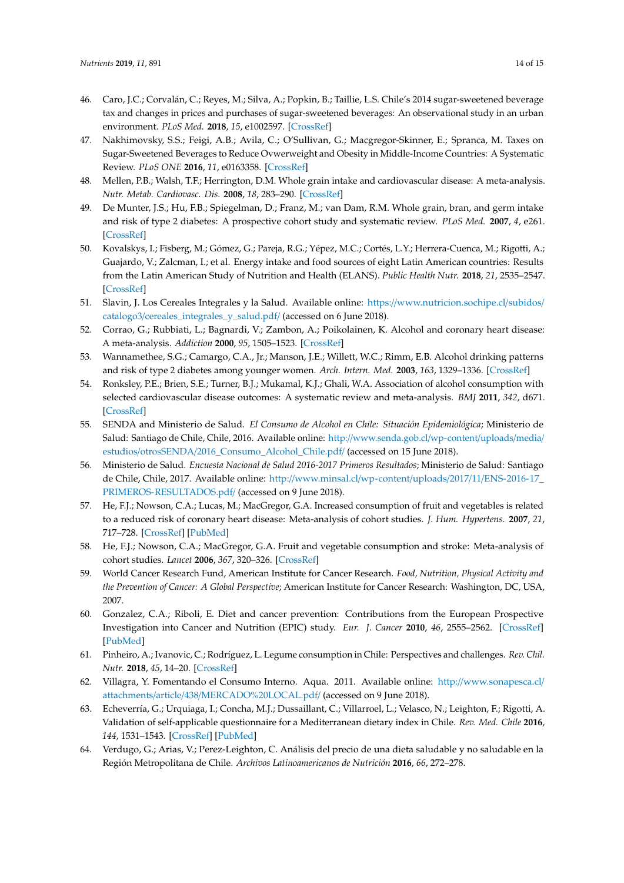46. Caro, J.C.; Corvalán, C.; Reyes, M.; Silva, A.; Popkin, B.; Taillie, L.S. Chile's 2014 sugar-sweetened beverage tax and changes in prices and purchases of sugar-sweetened beverages: An observational study in an urban environment. *PLoS Med.* **2018**, *15*, e1002597. [CrossRef]
47. Nakhimovsky, S.S.; Feigi, A.B.; Avila, C.; O'Sullivan, G.; Macgregor-Skinner, E.; Spranca, M. Taxes on Sugar-Sweetened Beverages to Reduce Ovwerweight and Obesity in Middle-Income Countries: A Systematic Review. *PLoS ONE* **2016**, *11*, e0163358. [CrossRef]
48. Mellen, P.B.; Walsh, T.F.; Herrington, D.M. Whole grain intake and cardiovascular disease: A meta-analysis. *Nutr. Metab. Cardiovasc. Dis.* **2008**, *18*, 283–290. [CrossRef]
49. De Munter, J.S.; Hu, F.B.; Spiegelman, D.; Franz, M.; van Dam, R.M. Whole grain, bran, and germ intake and risk of type 2 diabetes: A prospective cohort study and systematic review. *PLoS Med.* **2007**, *4*, e261. [CrossRef]
50. Kovalskys, I.; Fisberg, M.; Gómez, G.; Pareja, R.G.; Yépez, M.C.; Cortés, L.Y.; Herrera-Cuenca, M.; Rigotti, A.; Guajardo, V.; Zalcman, I.; et al. Energy intake and food sources of eight Latin American countries: Results from the Latin American Study of Nutrition and Health (ELANS). *Public Health Nutr.* **2018**, *21*, 2535–2547. [CrossRef]
51. Slavin, J. Los Cereales Integrales y la Salud. Available online: https://www.nutricion.sochipe.cl/subidos/catalogo3/cereales_integrales_y_salud.pdf/ (accessed on 6 June 2018).
52. Corrao, G.; Rubbiati, L.; Bagnardi, V.; Zambon, A.; Poikolainen, K. Alcohol and coronary heart disease: A meta-analysis. *Addiction* **2000**, *95*, 1505–1523. [CrossRef]
53. Wannamethee, S.G.; Camargo, C.A., Jr.; Manson, J.E.; Willett, W.C.; Rimm, E.B. Alcohol drinking patterns and risk of type 2 diabetes among younger women. *Arch. Intern. Med.* **2003**, *163*, 1329–1336. [CrossRef]
54. Ronksley, P.E.; Brien, S.E.; Turner, B.J.; Mukamal, K.J.; Ghali, W.A. Association of alcohol consumption with selected cardiovascular disease outcomes: A systematic review and meta-analysis. *BMJ* **2011**, *342*, d671. [CrossRef]
55. SENDA and Ministerio de Salud. *El Consumo de Alcohol en Chile: Situación Epidemiológica*; Ministerio de Salud: Santiago de Chile, Chile, 2016. Available online: http://www.senda.gob.cl/wp-content/uploads/media/estudios/otrosSENDA/2016_Consumo_Alcohol_Chile.pdf/ (accessed on 15 June 2018).
56. Ministerio de Salud. *Encuesta Nacional de Salud 2016-2017 Primeros Resultados*; Ministerio de Salud: Santiago de Chile, Chile, 2017. Available online: http://www.minsal.cl/wp-content/uploads/2017/11/ENS-2016-17_PRIMEROS-RESULTADOS.pdf/ (accessed on 9 June 2018).
57. He, F.J.; Nowson, C.A.; Lucas, M.; MacGregor, G.A. Increased consumption of fruit and vegetables is related to a reduced risk of coronary heart disease: Meta-analysis of cohort studies. *J. Hum. Hypertens.* **2007**, *21*, 717–728. [CrossRef] [PubMed]
58. He, F.J.; Nowson, C.A.; MacGregor, G.A. Fruit and vegetable consumption and stroke: Meta-analysis of cohort studies. *Lancet* **2006**, *367*, 320–326. [CrossRef]
59. World Cancer Research Fund, American Institute for Cancer Research. *Food, Nutrition, Physical Activity and the Prevention of Cancer: A Global Perspective*; American Institute for Cancer Research: Washington, DC, USA, 2007.
60. Gonzalez, C.A.; Riboli, E. Diet and cancer prevention: Contributions from the European Prospective Investigation into Cancer and Nutrition (EPIC) study. *Eur. J. Cancer* **2010**, *46*, 2555–2562. [CrossRef] [PubMed]
61. Pinheiro, A.; Ivanovic, C.; Rodríguez, L. Legume consumption in Chile: Perspectives and challenges. *Rev. Chil. Nutr.* **2018**, *45*, 14–20. [CrossRef]
62. Villagra, Y. Fomentando el Consumo Interno. Aqua. 2011. Available online: http://www.sonapesca.cl/attachments/article/438/MERCADO%20LOCAL.pdf/ (accessed on 9 June 2018).
63. Echeverría, G.; Urquiaga, I.; Concha, M.J.; Dussaillant, C.; Villarroel, L.; Velasco, N.; Leighton, F.; Rigotti, A. Validation of self-applicable questionnaire for a Mediterranean dietary index in Chile. *Rev. Med. Chile* **2016**, *144*, 1531–1543. [CrossRef] [PubMed]
64. Verdugo, G.; Arias, V.; Perez-Leighton, C. Análisis del precio de una dieta saludable y no saludable en la Región Metropolitana de Chile. *Archivos Latinoamericanos de Nutrición* **2016**, *66*, 272–278.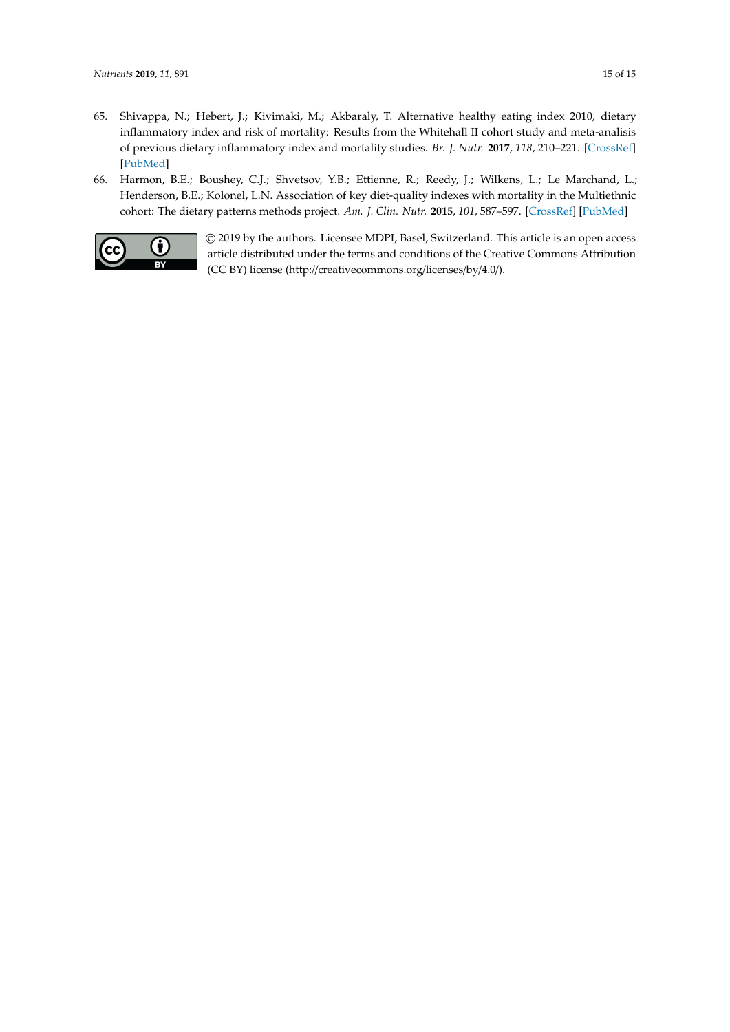65. Shivappa, N.; Hebert, J.; Kivimaki, M.; Akbaraly, T. Alternative healthy eating index 2010, dietary inflammatory index and risk of mortality: Results from the Whitehall II cohort study and meta-analisis of previous dietary inflammatory index and mortality studies. *Br. J. Nutr.* **2017**, *118*, 210–221. [CrossRef] [PubMed]
66. Harmon, B.E.; Boushey, C.J.; Shvetsov, Y.B.; Ettienne, R.; Reedy, J.; Wilkens, L.; Le Marchand, L.; Henderson, B.E.; Kolonel, L.N. Association of key diet-quality indexes with mortality in the Multiethnic cohort: The dietary patterns methods project. *Am. J. Clin. Nutr.* **2015**, *101*, 587–597. [CrossRef] [PubMed]

© 2019 by the authors. Licensee MDPI, Basel, Switzerland. This article is an open access article distributed under the terms and conditions of the Creative Commons Attribution (CC BY) license (http://creativecommons.org/licenses/by/4.0/).